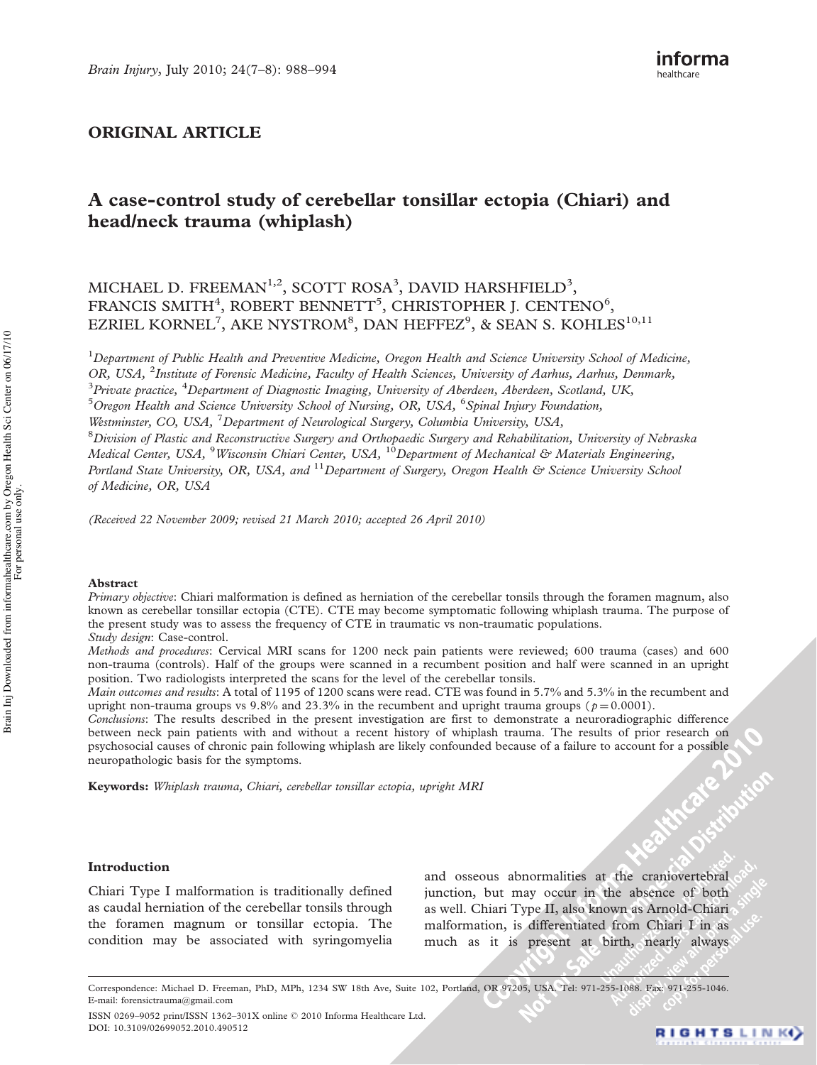ORIGINAL ARTICLE

# A case-control study of cerebellar tonsillar ectopia (Chiari) and head/neck trauma (whiplash)

MICHAEL D. FREEMAN[1,2], SCOTT ROSA[3], DAVID HARSHFIELD[3], FRANCIS SMITH[4], ROBERT BENNETT[5], CHRISTOPHER J. CENTENO[6], EZRIEL KORNEL[7], AKE NYSTROM[8], DAN HEFFEZ[9], & SEAN S. KOHLES[10,11]

[1]*Department of Public Health and Preventive Medicine, Oregon Health and Science University School of Medicine, OR, USA,* [2]*Institute of Forensic Medicine, Faculty of Health Sciences, University of Aarhus, Aarhus, Denmark,* [3]*Private practice,* [4]*Department of Diagnostic Imaging, University of Aberdeen, Aberdeen, Scotland, UK,* [5]*Oregon Health and Science University School of Nursing, OR, USA,* [6]*Spinal Injury Foundation, Westminster, CO, USA,* [7]*Department of Neurological Surgery, Columbia University, USA,* [8]*Division of Plastic and Reconstructive Surgery and Orthopaedic Surgery and Rehabilitation, University of Nebraska Medical Center, USA,* [9]*Wisconsin Chiari Center, USA,* [10]*Department of Mechanical & Materials Engineering, Portland State University, OR, USA, and* [11]*Department of Surgery, Oregon Health & Science University School of Medicine, OR, USA*

*(Received 22 November 2009; revised 21 March 2010; accepted 26 April 2010)*

## Abstract

*Primary objective*: Chiari malformation is defined as herniation of the cerebellar tonsils through the foramen magnum, also known as cerebellar tonsillar ectopia (CTE). CTE may become symptomatic following whiplash trauma. The purpose of the present study was to assess the frequency of CTE in traumatic vs non-traumatic populations.

*Study design*: Case-control.

*Methods and procedures*: Cervical MRI scans for 1200 neck pain patients were reviewed; 600 trauma (cases) and 600 non-trauma (controls). Half of the groups were scanned in a recumbent position and half were scanned in an upright position. Two radiologists interpreted the scans for the level of the cerebellar tonsils.

*Main outcomes and results*: A total of 1195 of 1200 scans were read. CTE was found in 5.7% and 5.3% in the recumbent and upright non-trauma groups vs 9.8% and 23.3% in the recumbent and upright trauma groups ($p = 0.0001$).

*Conclusions*: The results described in the present investigation are first to demonstrate a neuroradiographic difference between neck pain patients with and without a recent history of whiplash trauma. The results of prior research on psychosocial causes of chronic pain following whiplash are likely confounded because of a failure to account for a possible neuropathologic basis for the symptoms.

**Keywords:** *Whiplash trauma, Chiari, cerebellar tonsillar ectopia, upright MRI*

## Introduction

Chiari Type I malformation is traditionally defined as caudal herniation of the cerebellar tonsils through the foramen magnum or tonsillar ectopia. The condition may be associated with syringomyelia and osseous abnormalities at the craniovertebral junction, but may occur in the absence of both as well. Chiari Type II, also known as Arnold-Chiari malformation, is differentiated from Chiari I in as much as it is present at birth, nearly always

Correspondence: Michael D. Freeman, PhD, MPh, 1234 SW 18th Ave, Suite 102, Portland, OR 97205, USA. Tel: 971-255-1088. Fax: 971-255-1046. E-mail: forensictrauma@gmail.com

ISSN 0269–9052 print/ISSN 1362–301X online © 2010 Informa Healthcare Ltd.
DOI: 10.3109/02699052.2010.490512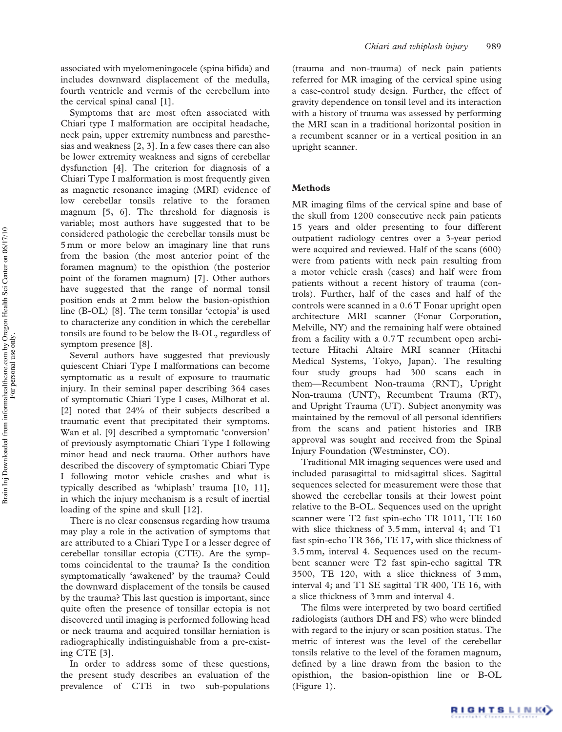associated with myelomeningocele (spina bifida) and includes downward displacement of the medulla, fourth ventricle and vermis of the cerebellum into the cervical spinal canal [1].

Symptoms that are most often associated with Chiari type I malformation are occipital headache, neck pain, upper extremity numbness and paresthesias and weakness [2, 3]. In a few cases there can also be lower extremity weakness and signs of cerebellar dysfunction [4]. The criterion for diagnosis of a Chiari Type I malformation is most frequently given as magnetic resonance imaging (MRI) evidence of low cerebellar tonsils relative to the foramen magnum [5, 6]. The threshold for diagnosis is variable; most authors have suggested that to be considered pathologic the cerebellar tonsils must be 5 mm or more below an imaginary line that runs from the basion (the most anterior point of the foramen magnum) to the opisthion (the posterior point of the foramen magnum) [7]. Other authors have suggested that the range of normal tonsil position ends at 2 mm below the basion-opisthion line (B-OL) [8]. The term tonsillar 'ectopia' is used to characterize any condition in which the cerebellar tonsils are found to be below the B-OL, regardless of symptom presence [8].

Several authors have suggested that previously quiescent Chiari Type I malformations can become symptomatic as a result of exposure to traumatic injury. In their seminal paper describing 364 cases of symptomatic Chiari Type I cases, Milhorat et al. [2] noted that 24% of their subjects described a traumatic event that precipitated their symptoms. Wan et al. [9] described a symptomatic 'conversion' of previously asymptomatic Chiari Type I following minor head and neck trauma. Other authors have described the discovery of symptomatic Chiari Type I following motor vehicle crashes and what is typically described as 'whiplash' trauma [10, 11], in which the injury mechanism is a result of inertial loading of the spine and skull [12].

There is no clear consensus regarding how trauma may play a role in the activation of symptoms that are attributed to a Chiari Type I or a lesser degree of cerebellar tonsillar ectopia (CTE). Are the symptoms coincidental to the trauma? Is the condition symptomatically 'awakened' by the trauma? Could the downward displacement of the tonsils be caused by the trauma? This last question is important, since quite often the presence of tonsillar ectopia is not discovered until imaging is performed following head or neck trauma and acquired tonsillar herniation is radiographically indistinguishable from a pre-existing CTE [3].

In order to address some of these questions, the present study describes an evaluation of the prevalence of CTE in two sub-populations (trauma and non-trauma) of neck pain patients referred for MR imaging of the cervical spine using a case-control study design. Further, the effect of gravity dependence on tonsil level and its interaction with a history of trauma was assessed by performing the MRI scan in a traditional horizontal position in a recumbent scanner or in a vertical position in an upright scanner.

## Methods

MR imaging films of the cervical spine and base of the skull from 1200 consecutive neck pain patients 15 years and older presenting to four different outpatient radiology centres over a 3-year period were acquired and reviewed. Half of the scans (600) were from patients with neck pain resulting from a motor vehicle crash (cases) and half were from patients without a recent history of trauma (controls). Further, half of the cases and half of the controls were scanned in a 0.6 T Fonar upright open architecture MRI scanner (Fonar Corporation, Melville, NY) and the remaining half were obtained from a facility with a 0.7 T recumbent open architecture Hitachi Altaire MRI scanner (Hitachi Medical Systems, Tokyo, Japan). The resulting four study groups had 300 scans each in them—Recumbent Non-trauma (RNT), Upright Non-trauma (UNT), Recumbent Trauma (RT), and Upright Trauma (UT). Subject anonymity was maintained by the removal of all personal identifiers from the scans and patient histories and IRB approval was sought and received from the Spinal Injury Foundation (Westminster, CO).

Traditional MR imaging sequences were used and included parasagittal to midsagittal slices. Sagittal sequences selected for measurement were those that showed the cerebellar tonsils at their lowest point relative to the B-OL. Sequences used on the upright scanner were T2 fast spin-echo TR 1011, TE 160 with slice thickness of 3.5 mm, interval 4; and T1 fast spin-echo TR 366, TE 17, with slice thickness of 3.5 mm, interval 4. Sequences used on the recumbent scanner were T2 fast spin-echo sagittal TR 3500, TE 120, with a slice thickness of 3 mm, interval 4; and T1 SE sagittal TR 400, TE 16, with a slice thickness of 3 mm and interval 4.

The films were interpreted by two board certified radiologists (authors DH and FS) who were blinded with regard to the injury or scan position status. The metric of interest was the level of the cerebellar tonsils relative to the level of the foramen magnum, defined by a line drawn from the basion to the opisthion, the basion-opisthion line or B-OL (Figure 1).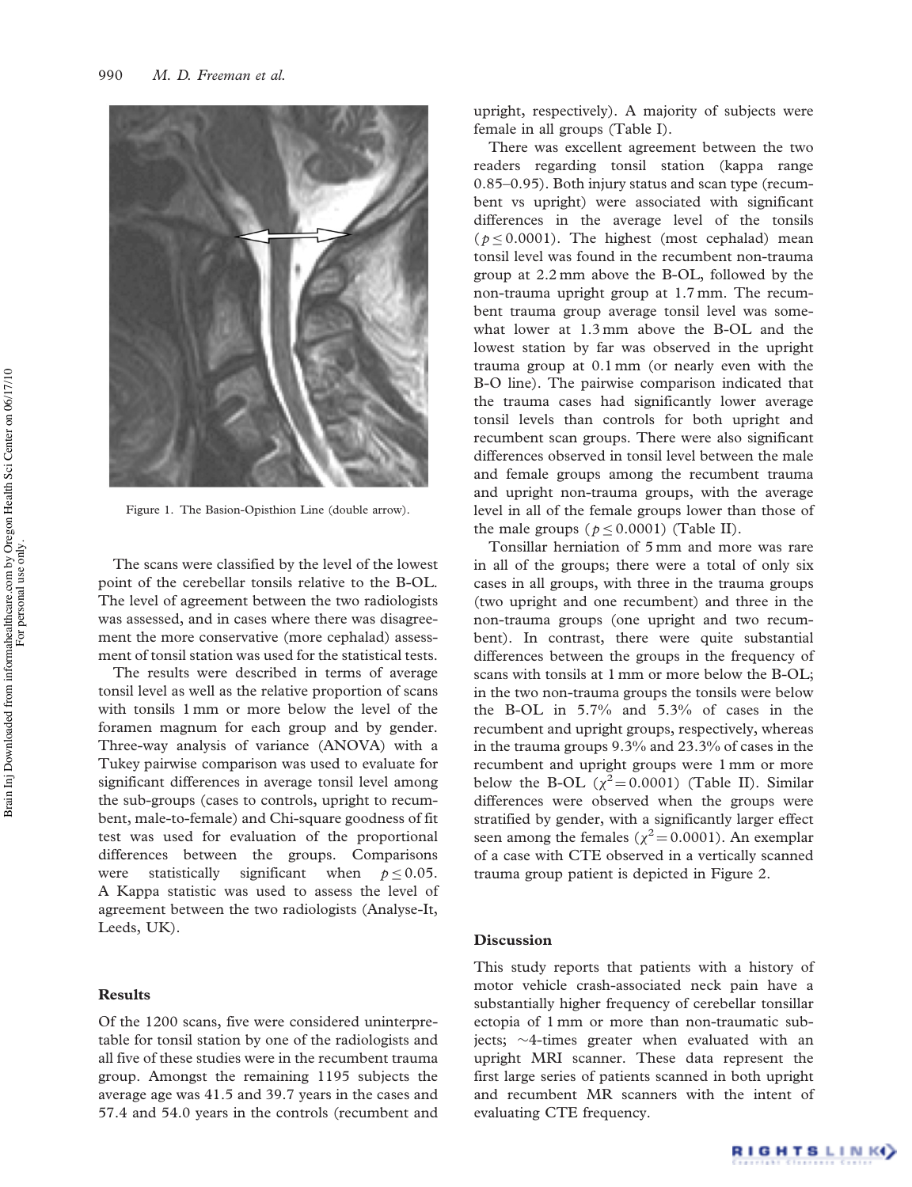Figure 1. The Basion-Opisthion Line (double arrow).

The scans were classified by the level of the lowest point of the cerebellar tonsils relative to the B-OL. The level of agreement between the two radiologists was assessed, and in cases where there was disagreement the more conservative (more cephalad) assessment of tonsil station was used for the statistical tests.

The results were described in terms of average tonsil level as well as the relative proportion of scans with tonsils 1 mm or more below the level of the foramen magnum for each group and by gender. Three-way analysis of variance (ANOVA) with a Tukey pairwise comparison was used to evaluate for significant differences in average tonsil level among the sub-groups (cases to controls, upright to recumbent, male-to-female) and Chi-square goodness of fit test was used for evaluation of the proportional differences between the groups. Comparisons were statistically significant when $p \leq 0.05$. A Kappa statistic was used to assess the level of agreement between the two radiologists (Analyse-It, Leeds, UK).

## Results

Of the 1200 scans, five were considered uninterpretable for tonsil station by one of the radiologists and all five of these studies were in the recumbent trauma group. Amongst the remaining 1195 subjects the average age was 41.5 and 39.7 years in the cases and 57.4 and 54.0 years in the controls (recumbent and upright, respectively). A majority of subjects were female in all groups (Table I).

There was excellent agreement between the two readers regarding tonsil station (kappa range 0.85–0.95). Both injury status and scan type (recumbent vs upright) were associated with significant differences in the average level of the tonsils ($p \leq 0.0001$). The highest (most cephalad) mean tonsil level was found in the recumbent non-trauma group at 2.2 mm above the B-OL, followed by the non-trauma upright group at 1.7 mm. The recumbent trauma group average tonsil level was somewhat lower at 1.3 mm above the B-OL and the lowest station by far was observed in the upright trauma group at 0.1 mm (or nearly even with the B-O line). The pairwise comparison indicated that the trauma cases had significantly lower average tonsil levels than controls for both upright and recumbent scan groups. There were also significant differences observed in tonsil level between the male and female groups among the recumbent trauma and upright non-trauma groups, with the average level in all of the female groups lower than those of the male groups ($p \leq 0.0001$) (Table II).

Tonsillar herniation of 5 mm and more was rare in all of the groups; there were a total of only six cases in all groups, with three in the trauma groups (two upright and one recumbent) and three in the non-trauma groups (one upright and two recumbent). In contrast, there were quite substantial differences between the groups in the frequency of scans with tonsils at 1 mm or more below the B-OL; in the two non-trauma groups the tonsils were below the B-OL in 5.7% and 5.3% of cases in the recumbent and upright groups, respectively, whereas in the trauma groups 9.3% and 23.3% of cases in the recumbent and upright groups were 1 mm or more below the B-OL ($\chi^2 = 0.0001$) (Table II). Similar differences were observed when the groups were stratified by gender, with a significantly larger effect seen among the females ($\chi^2 = 0.0001$). An exemplar of a case with CTE observed in a vertically scanned trauma group patient is depicted in Figure 2.

## Discussion

This study reports that patients with a history of motor vehicle crash-associated neck pain have a substantially higher frequency of cerebellar tonsillar ectopia of 1 mm or more than non-traumatic subjects; ~4-times greater when evaluated with an upright MRI scanner. These data represent the first large series of patients scanned in both upright and recumbent MR scanners with the intent of evaluating CTE frequency.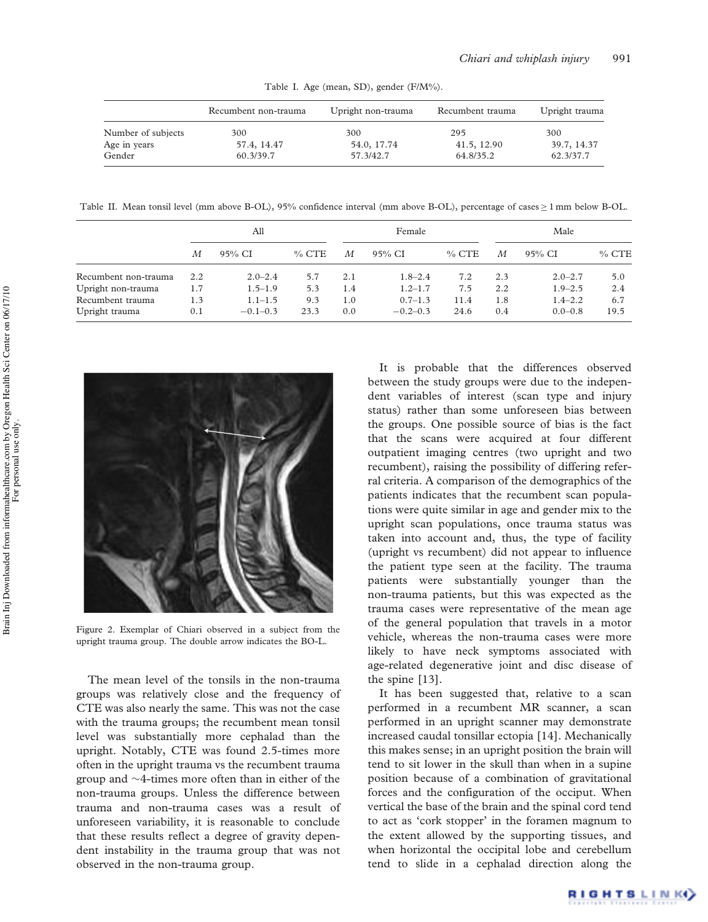Table I. Age (mean, SD), gender (F/M%).

| | Recumbent non-trauma | Upright non-trauma | Recumbent trauma | Upright trauma |
|---|---|---|---|---|
| Number of subjects | 300 | 300 | 295 | 300 |
| Age in years | 57.4, 14.47 | 54.0, 17.74 | 41.5, 12.90 | 39.7, 14.37 |
| Gender | 60.3/39.7 | 57.3/42.7 | 64.8/35.2 | 62.3/37.7 |

Table II. Mean tonsil level (mm above B-OL), 95% confidence interval (mm above B-OL), percentage of cases ≥ 1 mm below B-OL.

| | All | | | Female | | | Male | | |
|---|---|---|---|---|---|---|---|---|---|
| | *M* | 95% CI | % CTE | *M* | 95% CI | % CTE | *M* | 95% CI | % CTE |
| Recumbent non-trauma | 2.2 | 2.0–2.4 | 5.7 | 2.1 | 1.8–2.4 | 7.2 | 2.3 | 2.0–2.7 | 5.0 |
| Upright non-trauma | 1.7 | 1.5–1.9 | 5.3 | 1.4 | 1.2–1.7 | 7.5 | 2.2 | 1.9–2.5 | 2.4 |
| Recumbent trauma | 1.3 | 1.1–1.5 | 9.3 | 1.0 | 0.7–1.3 | 11.4 | 1.8 | 1.4–2.2 | 6.7 |
| Upright trauma | 0.1 | −0.1–0.3 | 23.3 | 0.0 | −0.2–0.3 | 24.6 | 0.4 | 0.0–0.8 | 19.5 |

Figure 2. Exemplar of Chiari observed in a subject from the upright trauma group. The double arrow indicates the BO-L.

The mean level of the tonsils in the non-trauma groups was relatively close and the frequency of CTE was also nearly the same. This was not the case with the trauma groups; the recumbent mean tonsil level was substantially more cephalad than the upright. Notably, CTE was found 2.5-times more often in the upright trauma vs the recumbent trauma group and ~4-times more often than in either of the non-trauma groups. Unless the difference between trauma and non-trauma cases was a result of unforeseen variability, it is reasonable to conclude that these results reflect a degree of gravity dependent instability in the trauma group that was not observed in the non-trauma group.

It is probable that the differences observed between the study groups were due to the independent variables of interest (scan type and injury status) rather than some unforeseen bias between the groups. One possible source of bias is the fact that the scans were acquired at four different outpatient imaging centres (two upright and two recumbent), raising the possibility of differing referral criteria. A comparison of the demographics of the patients indicates that the recumbent scan populations were quite similar in age and gender mix to the upright scan populations, once trauma status was taken into account and, thus, the type of facility (upright vs recumbent) did not appear to influence the patient type seen at the facility. The trauma patients were substantially younger than the non-trauma patients, but this was expected as the trauma cases were representative of the mean age of the general population that travels in a motor vehicle, whereas the non-trauma cases were more likely to have neck symptoms associated with age-related degenerative joint and disc disease of the spine [13].

It has been suggested that, relative to a scan performed in a recumbent MR scanner, a scan performed in an upright scanner may demonstrate increased caudal tonsillar ectopia [14]. Mechanically this makes sense; in an upright position the brain will tend to sit lower in the skull than when in a supine position because of a combination of gravitational forces and the configuration of the occiput. When vertical the base of the brain and the spinal cord tend to act as 'cork stopper' in the foramen magnum to the extent allowed by the supporting tissues, and when horizontal the occipital lobe and cerebellum tend to slide in a cephalad direction along the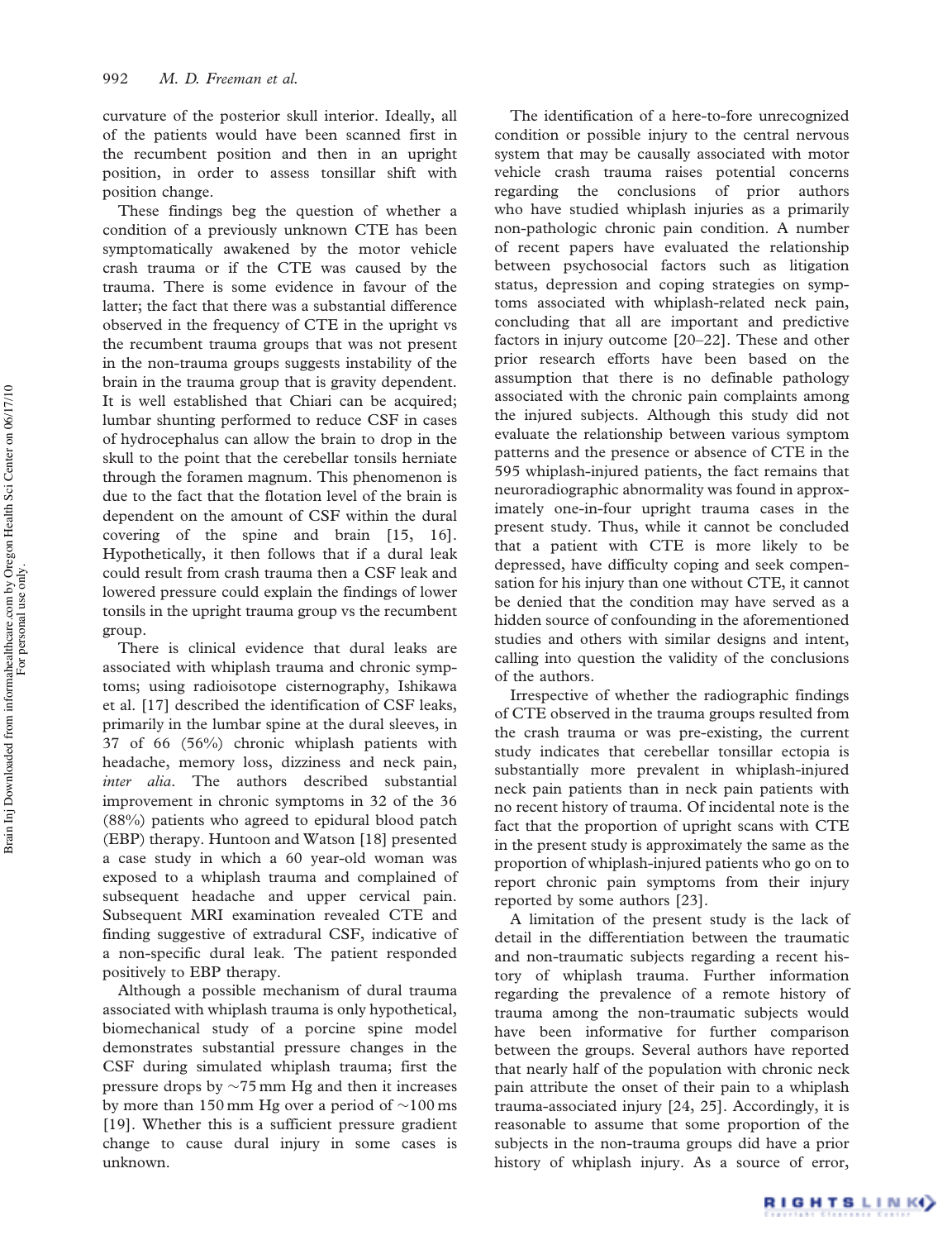curvature of the posterior skull interior. Ideally, all of the patients would have been scanned first in the recumbent position and then in an upright position, in order to assess tonsillar shift with position change.

These findings beg the question of whether a condition of a previously unknown CTE has been symptomatically awakened by the motor vehicle crash trauma or if the CTE was caused by the trauma. There is some evidence in favour of the latter; the fact that there was a substantial difference observed in the frequency of CTE in the upright vs the recumbent trauma groups that was not present in the non-trauma groups suggests instability of the brain in the trauma group that is gravity dependent. It is well established that Chiari can be acquired; lumbar shunting performed to reduce CSF in cases of hydrocephalus can allow the brain to drop in the skull to the point that the cerebellar tonsils herniate through the foramen magnum. This phenomenon is due to the fact that the flotation level of the brain is dependent on the amount of CSF within the dural covering of the spine and brain [15, 16]. Hypothetically, it then follows that if a dural leak could result from crash trauma then a CSF leak and lowered pressure could explain the findings of lower tonsils in the upright trauma group vs the recumbent group.

There is clinical evidence that dural leaks are associated with whiplash trauma and chronic symptoms; using radioisotope cisternography, Ishikawa et al. [17] described the identification of CSF leaks, primarily in the lumbar spine at the dural sleeves, in 37 of 66 (56%) chronic whiplash patients with headache, memory loss, dizziness and neck pain, *inter alia*. The authors described substantial improvement in chronic symptoms in 32 of the 36 (88%) patients who agreed to epidural blood patch (EBP) therapy. Huntoon and Watson [18] presented a case study in which a 60 year-old woman was exposed to a whiplash trauma and complained of subsequent headache and upper cervical pain. Subsequent MRI examination revealed CTE and finding suggestive of extradural CSF, indicative of a non-specific dural leak. The patient responded positively to EBP therapy.

Although a possible mechanism of dural trauma associated with whiplash trauma is only hypothetical, biomechanical study of a porcine spine model demonstrates substantial pressure changes in the CSF during simulated whiplash trauma; first the pressure drops by ~75 mm Hg and then it increases by more than 150 mm Hg over a period of ~100 ms [19]. Whether this is a sufficient pressure gradient change to cause dural injury in some cases is unknown.

The identification of a here-to-fore unrecognized condition or possible injury to the central nervous system that may be causally associated with motor vehicle crash trauma raises potential concerns regarding the conclusions of prior authors who have studied whiplash injuries as a primarily non-pathologic chronic pain condition. A number of recent papers have evaluated the relationship between psychosocial factors such as litigation status, depression and coping strategies on symptoms associated with whiplash-related neck pain, concluding that all are important and predictive factors in injury outcome [20–22]. These and other prior research efforts have been based on the assumption that there is no definable pathology associated with the chronic pain complaints among the injured subjects. Although this study did not evaluate the relationship between various symptom patterns and the presence or absence of CTE in the 595 whiplash-injured patients, the fact remains that neuroradiographic abnormality was found in approximately one-in-four upright trauma cases in the present study. Thus, while it cannot be concluded that a patient with CTE is more likely to be depressed, have difficulty coping and seek compensation for his injury than one without CTE, it cannot be denied that the condition may have served as a hidden source of confounding in the aforementioned studies and others with similar designs and intent, calling into question the validity of the conclusions of the authors.

Irrespective of whether the radiographic findings of CTE observed in the trauma groups resulted from the crash trauma or was pre-existing, the current study indicates that cerebellar tonsillar ectopia is substantially more prevalent in whiplash-injured neck pain patients than in neck pain patients with no recent history of trauma. Of incidental note is the fact that the proportion of upright scans with CTE in the present study is approximately the same as the proportion of whiplash-injured patients who go on to report chronic pain symptoms from their injury reported by some authors [23].

A limitation of the present study is the lack of detail in the differentiation between the traumatic and non-traumatic subjects regarding a recent history of whiplash trauma. Further information regarding the prevalence of a remote history of trauma among the non-traumatic subjects would have been informative for further comparison between the groups. Several authors have reported that nearly half of the population with chronic neck pain attribute the onset of their pain to a whiplash trauma-associated injury [24, 25]. Accordingly, it is reasonable to assume that some proportion of the subjects in the non-trauma groups did have a prior history of whiplash injury. As a source of error,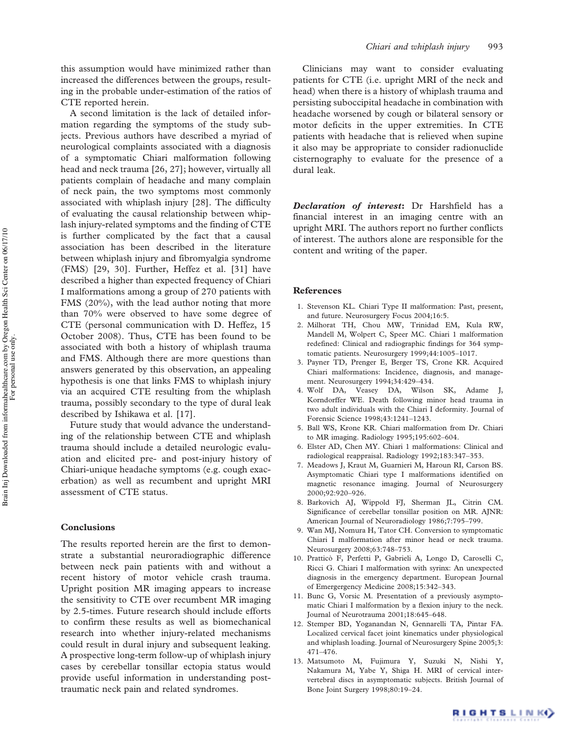this assumption would have minimized rather than increased the differences between the groups, resulting in the probable under-estimation of the ratios of CTE reported herein.

A second limitation is the lack of detailed information regarding the symptoms of the study subjects. Previous authors have described a myriad of neurological complaints associated with a diagnosis of a symptomatic Chiari malformation following head and neck trauma [26, 27]; however, virtually all patients complain of headache and many complain of neck pain, the two symptoms most commonly associated with whiplash injury [28]. The difficulty of evaluating the causal relationship between whiplash injury-related symptoms and the finding of CTE is further complicated by the fact that a causal association has been described in the literature between whiplash injury and fibromyalgia syndrome (FMS) [29, 30]. Further, Heffez et al. [31] have described a higher than expected frequency of Chiari I malformations among a group of 270 patients with FMS (20%), with the lead author noting that more than 70% were observed to have some degree of CTE (personal communication with D. Heffez, 15 October 2008). Thus, CTE has been found to be associated with both a history of whiplash trauma and FMS. Although there are more questions than answers generated by this observation, an appealing hypothesis is one that links FMS to whiplash injury via an acquired CTE resulting from the whiplash trauma, possibly secondary to the type of dural leak described by Ishikawa et al. [17].

Future study that would advance the understanding of the relationship between CTE and whiplash trauma should include a detailed neurologic evaluation and elicited pre- and post-injury history of Chiari-unique headache symptoms (e.g. cough exacerbation) as well as recumbent and upright MRI assessment of CTE status.

## Conclusions

The results reported herein are the first to demonstrate a substantial neuroradiographic difference between neck pain patients with and without a recent history of motor vehicle crash trauma. Upright position MR imaging appears to increase the sensitivity to CTE over recumbent MR imaging by 2.5-times. Future research should include efforts to confirm these results as well as biomechanical research into whether injury-related mechanisms could result in dural injury and subsequent leaking. A prospective long-term follow-up of whiplash injury cases by cerebellar tonsillar ectopia status would provide useful information in understanding post-traumatic neck pain and related syndromes.

Clinicians may want to consider evaluating patients for CTE (i.e. upright MRI of the neck and head) when there is a history of whiplash trauma and persisting suboccipital headache in combination with headache worsened by cough or bilateral sensory or motor deficits in the upper extremities. In CTE patients with headache that is relieved when supine it also may be appropriate to consider radionuclide cisternography to evaluate for the presence of a dural leak.

***Declaration of interest*:** Dr Harshfield has a financial interest in an imaging centre with an upright MRI. The authors report no further conflicts of interest. The authors alone are responsible for the content and writing of the paper.

## References

1. Stevenson KL. Chiari Type II malformation: Past, present, and future. Neurosurgery Focus 2004;16:5.
2. Milhorat TH, Chou MW, Trinidad EM, Kula RW, Mandell M, Wolpert C, Speer MC. Chiari 1 malformation redefined: Clinical and radiographic findings for 364 symptomatic patients. Neurosurgery 1999;44:1005–1017.
3. Payner TD, Prenger E, Berger TS, Crone KR. Acquired Chiari malformations: Incidence, diagnosis, and management. Neurosurgery 1994;34:429–434.
4. Wolf DA, Veasey DA, Wilson SK, Adame J, Korndorffer WE. Death following minor head trauma in two adult individuals with the Chiari I deformity. Journal of Forensic Science 1998;43:1241–1243.
5. Ball WS, Krone KR. Chiari malformation from Dr. Chiari to MR imaging. Radiology 1995;195:602–604.
6. Elster AD, Chen MY. Chiari 1 malformations: Clinical and radiological reappraisal. Radiology 1992;183:347–353.
7. Meadows J, Kraut M, Guarnieri M, Haroun RI, Carson BS. Asymptomatic Chiari type I malformations identified on magnetic resonance imaging. Journal of Neurosurgery 2000;92:920–926.
8. Barkovich AJ, Wippold FJ, Sherman JL, Citrin CM. Significance of cerebellar tonsillar position on MR. AJNR: American Journal of Neuroradiology 1986;7:795–799.
9. Wan MJ, Nomura H, Tator CH. Conversion to symptomatic Chiari I malformation after minor head or neck trauma. Neurosurgery 2008;63:748–753.
10. Potticò F, Perfetti P, Gabrieli A, Longo D, Caroselli C, Ricci G. Chiari I malformation with syrinx: An unexpected diagnosis in the emergency department. European Journal of Emergergency Medicine 2008;15:342–343.
11. Bunc G, Vorsic M. Presentation of a previously asymptomatic Chiari I malformation by a flexion injury to the neck. Journal of Neurotrauma 2001;18:645–648.
12. Stemper BD, Yoganandan N, Gennarelli TA, Pintar FA. Localized cervical facet joint kinematics under physiological and whiplash loading. Journal of Neurosurgery Spine 2005;3: 471–476.
13. Matsumoto M, Fujimura Y, Suzuki N, Nishi Y, Nakamura M, Yabe Y, Shiga H. MRI of cervical intervertebral discs in asymptomatic subjects. British Journal of Bone Joint Surgery 1998;80:19–24.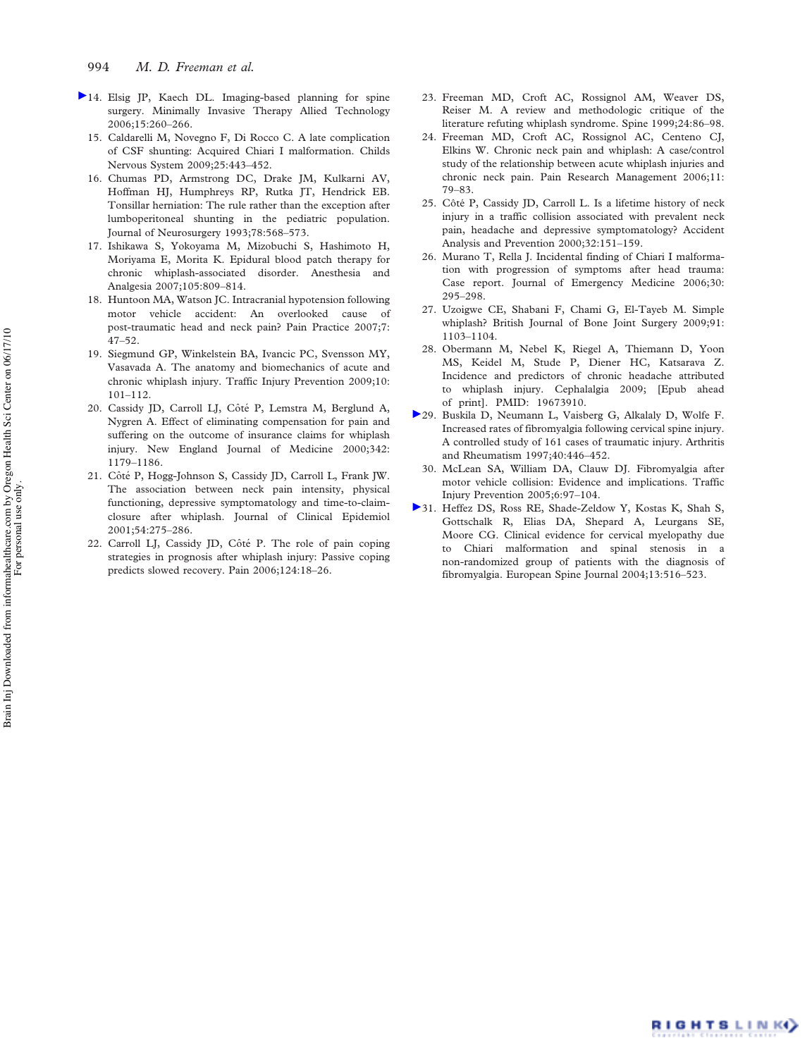14. Elsig JP, Kaech DL. Imaging-based planning for spine surgery. Minimally Invasive Therapy Allied Technology 2006;15:260–266.
15. Caldarelli M, Novegno F, Di Rocco C. A late complication of CSF shunting: Acquired Chiari I malformation. Childs Nervous System 2009;25:443–452.
16. Chumas PD, Armstrong DC, Drake JM, Kulkarni AV, Hoffman HJ, Humphreys RP, Rutka JT, Hendrick EB. Tonsillar herniation: The rule rather than the exception after lumboperitoneal shunting in the pediatric population. Journal of Neurosurgery 1993;78:568–573.
17. Ishikawa S, Yokoyama M, Mizobuchi S, Hashimoto H, Moriyama E, Morita K. Epidural blood patch therapy for chronic whiplash-associated disorder. Anesthesia and Analgesia 2007;105:809–814.
18. Huntoon MA, Watson JC. Intracranial hypotension following motor vehicle accident: An overlooked cause of post-traumatic head and neck pain? Pain Practice 2007;7: 47–52.
19. Siegmund GP, Winkelstein BA, Ivancic PC, Svensson MY, Vasavada A. The anatomy and biomechanics of acute and chronic whiplash injury. Traffic Injury Prevention 2009;10: 101–112.
20. Cassidy JD, Carroll LJ, Côté P, Lemstra M, Berglund A, Nygren A. Effect of eliminating compensation for pain and suffering on the outcome of insurance claims for whiplash injury. New England Journal of Medicine 2000;342: 1179–1186.
21. Côté P, Hogg-Johnson S, Cassidy JD, Carroll L, Frank JW. The association between neck pain intensity, physical functioning, depressive symptomatology and time-to-claim-closure after whiplash. Journal of Clinical Epidemiol 2001;54:275–286.
22. Carroll LJ, Cassidy JD, Côté P. The role of pain coping strategies in prognosis after whiplash injury: Passive coping predicts slowed recovery. Pain 2006;124:18–26.
23. Freeman MD, Croft AC, Rossignol AM, Weaver DS, Reiser M. A review and methodologic critique of the literature refuting whiplash syndrome. Spine 1999;24:86–98.
24. Freeman MD, Croft AC, Rossignol AC, Centeno CJ, Elkins W. Chronic neck pain and whiplash: A case/control study of the relationship between acute whiplash injuries and chronic neck pain. Pain Research Management 2006;11: 79–83.
25. Côté P, Cassidy JD, Carroll L. Is a lifetime history of neck injury in a traffic collision associated with prevalent neck pain, headache and depressive symptomatology? Accident Analysis and Prevention 2000;32:151–159.
26. Murano T, Rella J. Incidental finding of Chiari I malformation with progression of symptoms after head trauma: Case report. Journal of Emergency Medicine 2006;30: 295–298.
27. Uzoigwe CE, Shabani F, Chami G, El-Tayeb M. Simple whiplash? British Journal of Bone Joint Surgery 2009;91: 1103–1104.
28. Obermann M, Nebel K, Riegel A, Thiemann D, Yoon MS, Keidel M, Stude P, Diener HC, Katsarava Z. Incidence and predictors of chronic headache attributed to whiplash injury. Cephalalgia 2009; [Epub ahead of print]. PMID: 19673910.
29. Buskila D, Neumann L, Vaisberg G, Alkalaly D, Wolfe F. Increased rates of fibromyalgia following cervical spine injury. A controlled study of 161 cases of traumatic injury. Arthritis and Rheumatism 1997;40:446–452.
30. McLean SA, William DA, Clauw DJ. Fibromyalgia after motor vehicle collision: Evidence and implications. Traffic Injury Prevention 2005;6:97–104.
31. Heffez DS, Ross RE, Shade-Zeldow Y, Kostas K, Shah S, Gottschalk R, Elias DA, Shepard A, Leurgans SE, Moore CG. Clinical evidence for cervical myelopathy due to Chiari malformation and spinal stenosis in a non-randomized group of patients with the diagnosis of fibromyalgia. European Spine Journal 2004;13:516–523.